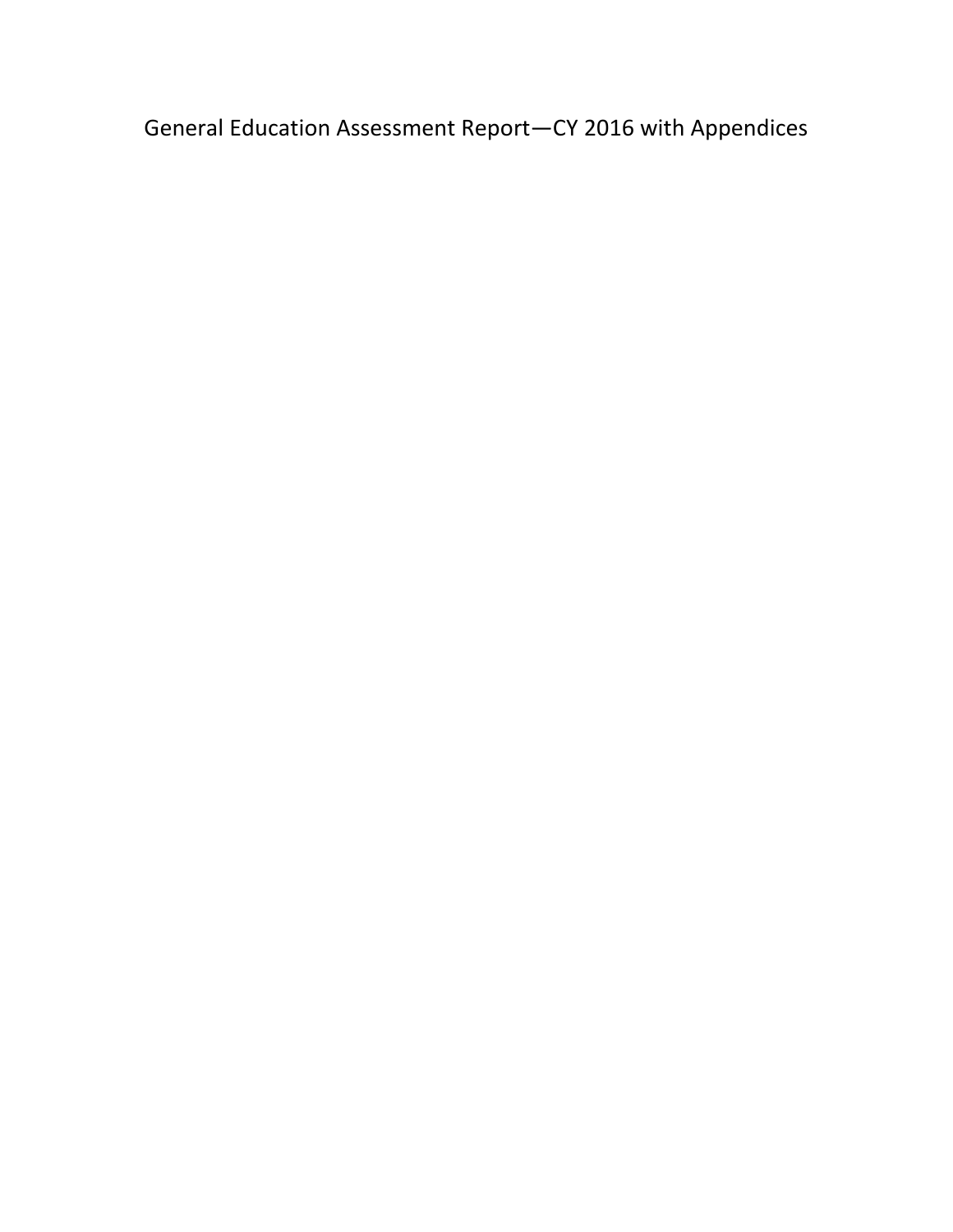# General Education Assessment Report—CY 2016 with Appendices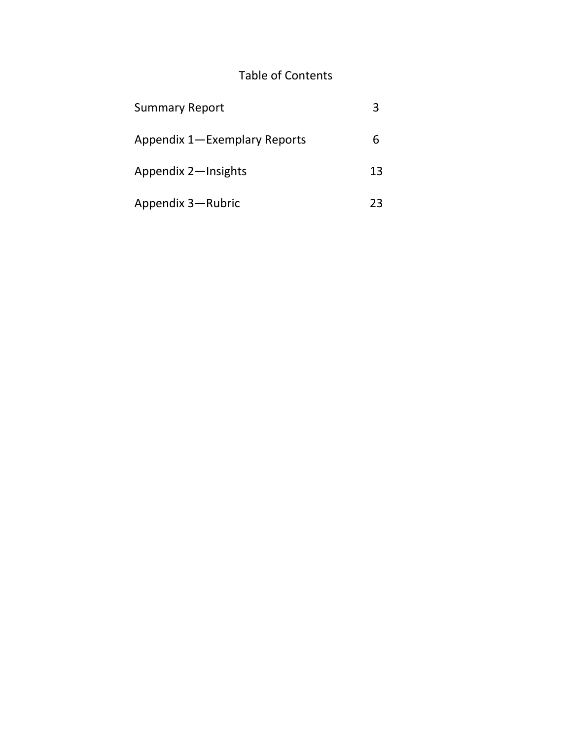# Table of Contents

| | |
|---|---|
| Summary Report | 3 |
| Appendix 1—Exemplary Reports | 6 |
| Appendix 2—Insights | 13 |
| Appendix 3—Rubric | 23 |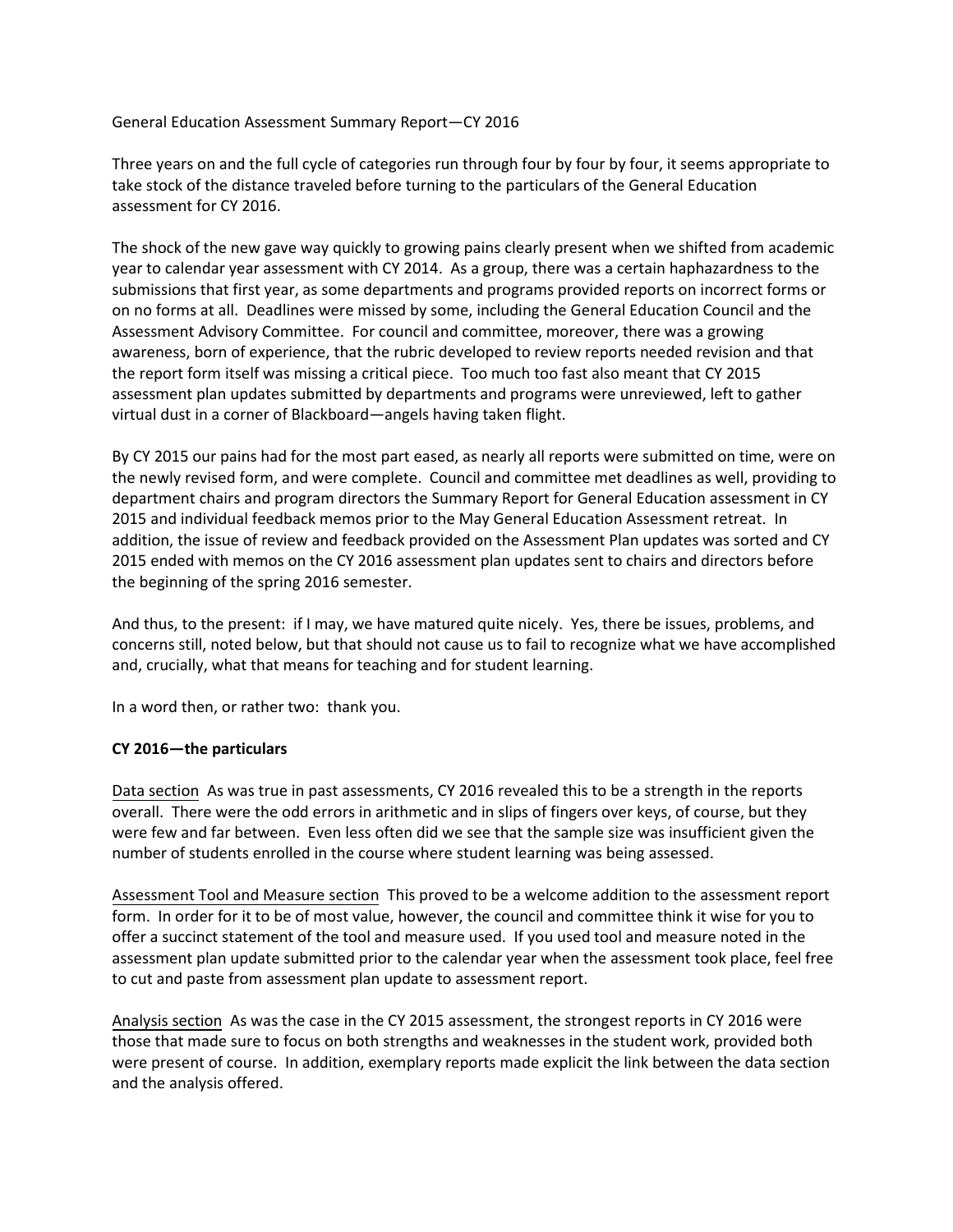General Education Assessment Summary Report—CY 2016

Three years on and the full cycle of categories run through four by four by four, it seems appropriate to take stock of the distance traveled before turning to the particulars of the General Education assessment for CY 2016.

The shock of the new gave way quickly to growing pains clearly present when we shifted from academic year to calendar year assessment with CY 2014. As a group, there was a certain haphazardness to the submissions that first year, as some departments and programs provided reports on incorrect forms or on no forms at all. Deadlines were missed by some, including the General Education Council and the Assessment Advisory Committee. For council and committee, moreover, there was a growing awareness, born of experience, that the rubric developed to review reports needed revision and that the report form itself was missing a critical piece. Too much too fast also meant that CY 2015 assessment plan updates submitted by departments and programs were unreviewed, left to gather virtual dust in a corner of Blackboard—angels having taken flight.

By CY 2015 our pains had for the most part eased, as nearly all reports were submitted on time, were on the newly revised form, and were complete. Council and committee met deadlines as well, providing to department chairs and program directors the Summary Report for General Education assessment in CY 2015 and individual feedback memos prior to the May General Education Assessment retreat. In addition, the issue of review and feedback provided on the Assessment Plan updates was sorted and CY 2015 ended with memos on the CY 2016 assessment plan updates sent to chairs and directors before the beginning of the spring 2016 semester.

And thus, to the present: if I may, we have matured quite nicely. Yes, there be issues, problems, and concerns still, noted below, but that should not cause us to fail to recognize what we have accomplished and, crucially, what that means for teaching and for student learning.

In a word then, or rather two: thank you.

**CY 2016—the particulars**

Data section As was true in past assessments, CY 2016 revealed this to be a strength in the reports overall. There were the odd errors in arithmetic and in slips of fingers over keys, of course, but they were few and far between. Even less often did we see that the sample size was insufficient given the number of students enrolled in the course where student learning was being assessed.

Assessment Tool and Measure section This proved to be a welcome addition to the assessment report form. In order for it to be of most value, however, the council and committee think it wise for you to offer a succinct statement of the tool and measure used. If you used tool and measure noted in the assessment plan update submitted prior to the calendar year when the assessment took place, feel free to cut and paste from assessment plan update to assessment report.

Analysis section As was the case in the CY 2015 assessment, the strongest reports in CY 2016 were those that made sure to focus on both strengths and weaknesses in the student work, provided both were present of course. In addition, exemplary reports made explicit the link between the data section and the analysis offered.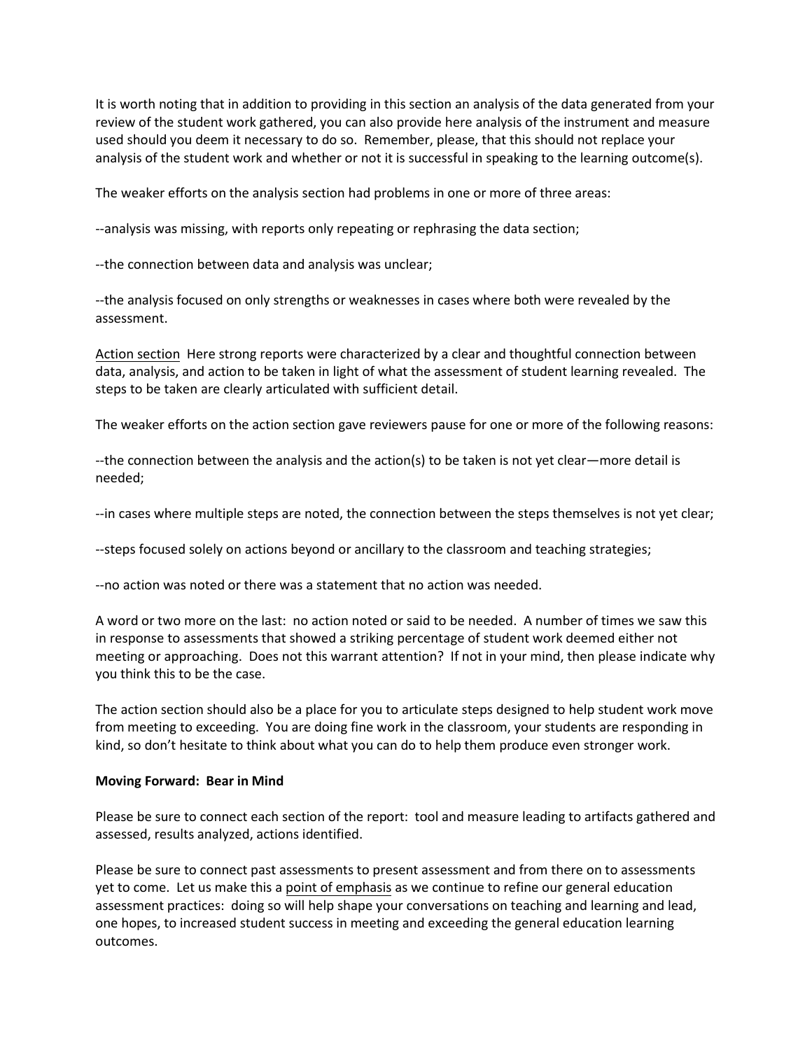It is worth noting that in addition to providing in this section an analysis of the data generated from your review of the student work gathered, you can also provide here analysis of the instrument and measure used should you deem it necessary to do so. Remember, please, that this should not replace your analysis of the student work and whether or not it is successful in speaking to the learning outcome(s).

The weaker efforts on the analysis section had problems in one or more of three areas:

--analysis was missing, with reports only repeating or rephrasing the data section;

--the connection between data and analysis was unclear;

--the analysis focused on only strengths or weaknesses in cases where both were revealed by the assessment.

Action section Here strong reports were characterized by a clear and thoughtful connection between data, analysis, and action to be taken in light of what the assessment of student learning revealed. The steps to be taken are clearly articulated with sufficient detail.

The weaker efforts on the action section gave reviewers pause for one or more of the following reasons:

--the connection between the analysis and the action(s) to be taken is not yet clear—more detail is needed;

--in cases where multiple steps are noted, the connection between the steps themselves is not yet clear;

--steps focused solely on actions beyond or ancillary to the classroom and teaching strategies;

--no action was noted or there was a statement that no action was needed.

A word or two more on the last: no action noted or said to be needed. A number of times we saw this in response to assessments that showed a striking percentage of student work deemed either not meeting or approaching. Does not this warrant attention? If not in your mind, then please indicate why you think this to be the case.

The action section should also be a place for you to articulate steps designed to help student work move from meeting to exceeding. You are doing fine work in the classroom, your students are responding in kind, so don't hesitate to think about what you can do to help them produce even stronger work.

**Moving Forward: Bear in Mind**

Please be sure to connect each section of the report: tool and measure leading to artifacts gathered and assessed, results analyzed, actions identified.

Please be sure to connect past assessments to present assessment and from there on to assessments yet to come. Let us make this a point of emphasis as we continue to refine our general education assessment practices: doing so will help shape your conversations on teaching and learning and lead, one hopes, to increased student success in meeting and exceeding the general education learning outcomes.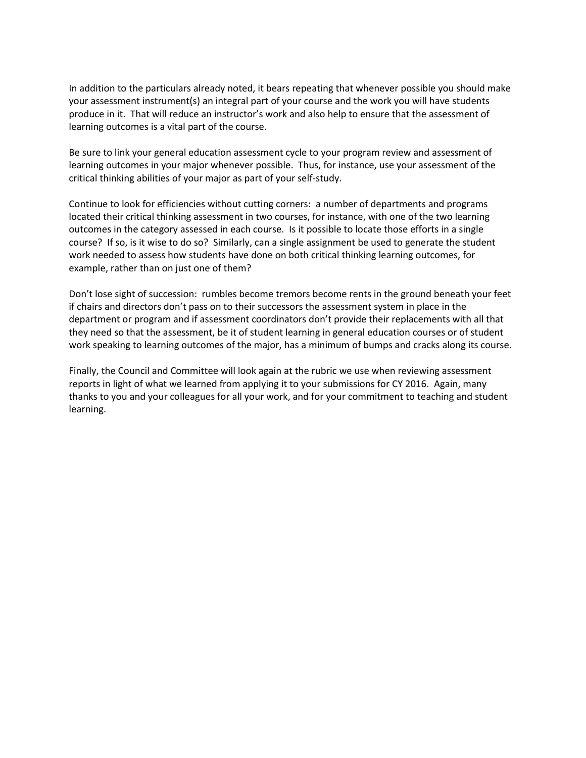In addition to the particulars already noted, it bears repeating that whenever possible you should make your assessment instrument(s) an integral part of your course and the work you will have students produce in it. That will reduce an instructor's work and also help to ensure that the assessment of learning outcomes is a vital part of the course.

Be sure to link your general education assessment cycle to your program review and assessment of learning outcomes in your major whenever possible. Thus, for instance, use your assessment of the critical thinking abilities of your major as part of your self-study.

Continue to look for efficiencies without cutting corners: a number of departments and programs located their critical thinking assessment in two courses, for instance, with one of the two learning outcomes in the category assessed in each course. Is it possible to locate those efforts in a single course? If so, is it wise to do so? Similarly, can a single assignment be used to generate the student work needed to assess how students have done on both critical thinking learning outcomes, for example, rather than on just one of them?

Don't lose sight of succession: rumbles become tremors become rents in the ground beneath your feet if chairs and directors don't pass on to their successors the assessment system in place in the department or program and if assessment coordinators don't provide their replacements with all that they need so that the assessment, be it of student learning in general education courses or of student work speaking to learning outcomes of the major, has a minimum of bumps and cracks along its course.

Finally, the Council and Committee will look again at the rubric we use when reviewing assessment reports in light of what we learned from applying it to your submissions for CY 2016. Again, many thanks to you and your colleagues for all your work, and for your commitment to teaching and student learning.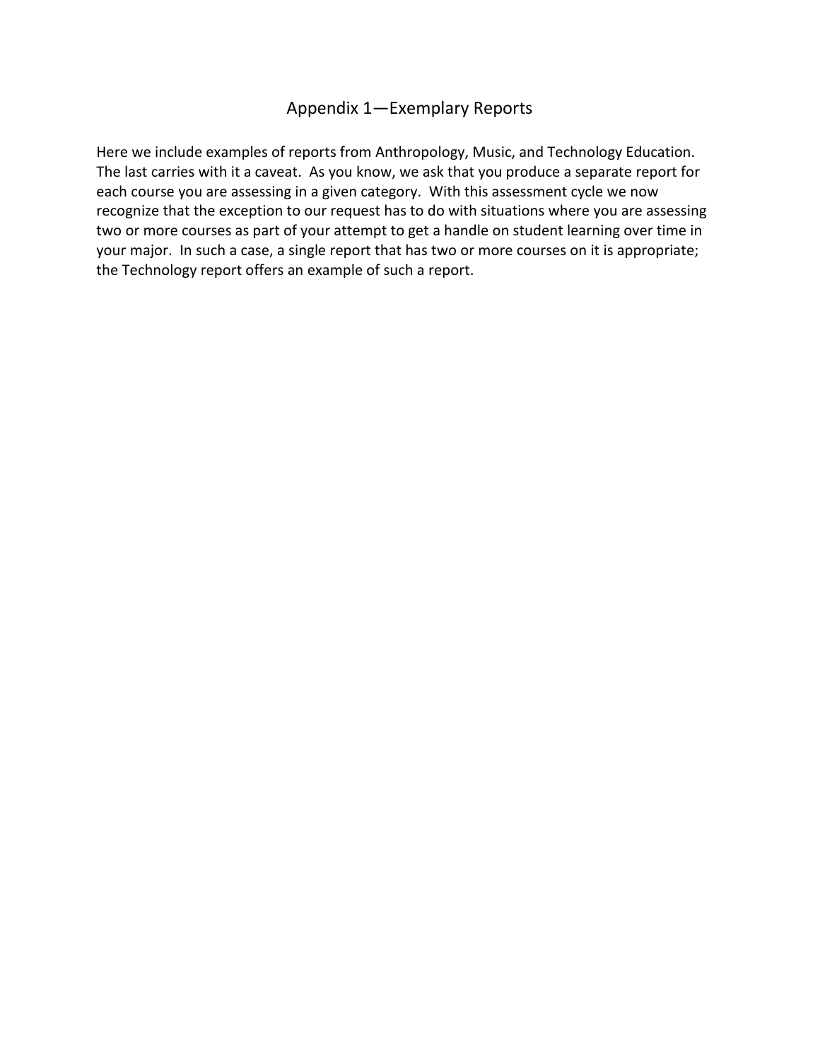# Appendix 1—Exemplary Reports

Here we include examples of reports from Anthropology, Music, and Technology Education. The last carries with it a caveat. As you know, we ask that you produce a separate report for each course you are assessing in a given category. With this assessment cycle we now recognize that the exception to our request has to do with situations where you are assessing two or more courses as part of your attempt to get a handle on student learning over time in your major. In such a case, a single report that has two or more courses on it is appropriate; the Technology report offers an example of such a report.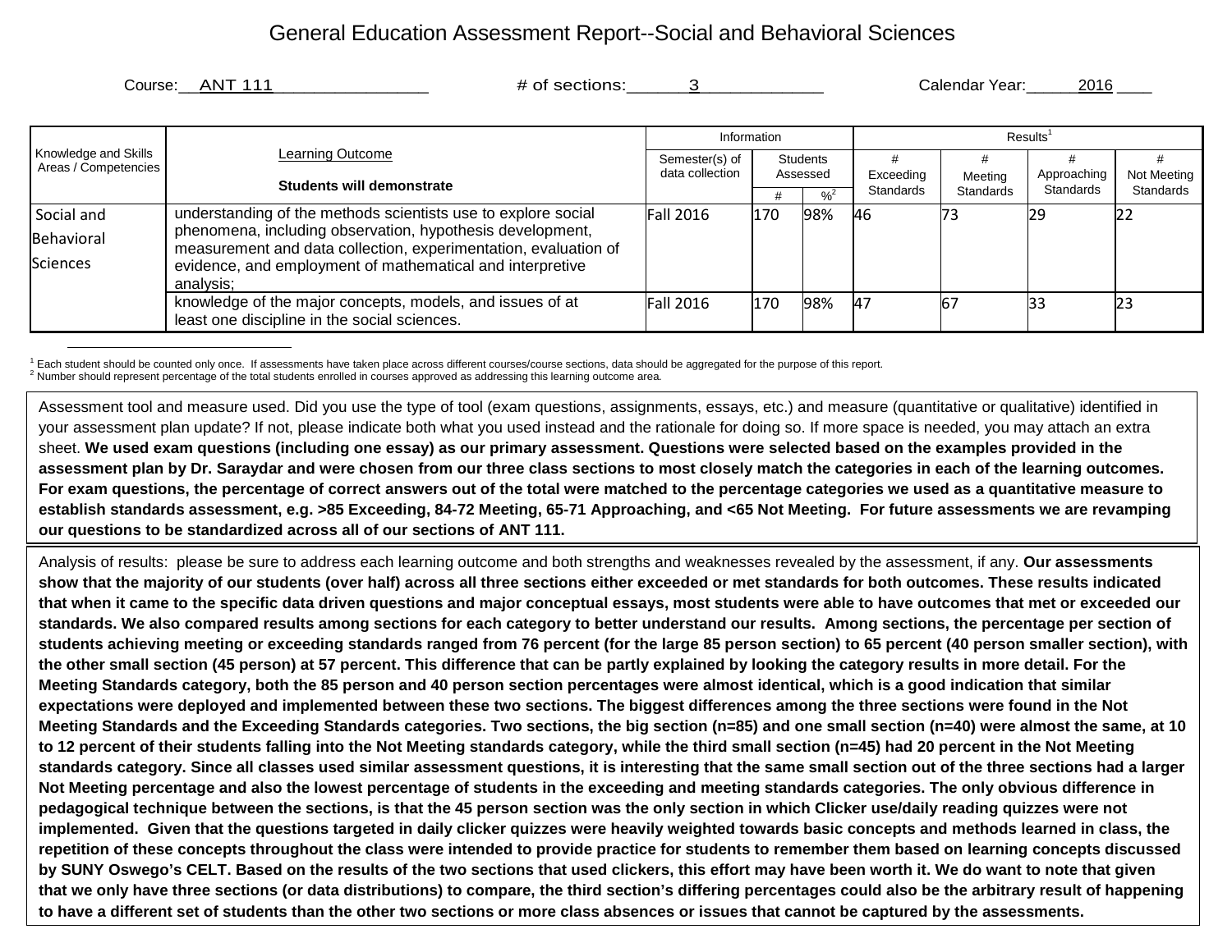# General Education Assessment Report--Social and Behavioral Sciences

Course: ANT 111 # of sections: 3 Calendar Year: 2016

| Knowledge and Skills Areas / Competencies | Learning Outcome<br><br>**Students will demonstrate** | Information | | | Results[1] | | | |
|---|---|---|---|---|---|---|---|---|
| | | Semester(s) of data collection | Students Assessed | | # Exceeding Standards | # Meeting Standards | # Approaching Standards | # Not Meeting Standards |
| | | | # | %[2] | | | | |
| Social and Behavioral Sciences | understanding of the methods scientists use to explore social phenomena, including observation, hypothesis development, measurement and data collection, experimentation, evaluation of evidence, and employment of mathematical and interpretive analysis; | Fall 2016 | 170 | 98% | 46 | 73 | 29 | 22 |
| | knowledge of the major concepts, models, and issues of at least one discipline in the social sciences. | Fall 2016 | 170 | 98% | 47 | 67 | 33 | 23 |

[1] Each student should be counted only once. If assessments have taken place across different courses/course sections, data should be aggregated for the purpose of this report.
[2] Number should represent percentage of the total students enrolled in courses approved as addressing this learning outcome area.

Assessment tool and measure used. Did you use the type of tool (exam questions, assignments, essays, etc.) and measure (quantitative or qualitative) identified in your assessment plan update? If not, please indicate both what you used instead and the rationale for doing so. If more space is needed, you may attach an extra sheet. **We used exam questions (including one essay) as our primary assessment. Questions were selected based on the examples provided in the assessment plan by Dr. Saraydar and were chosen from our three class sections to most closely match the categories in each of the learning outcomes. For exam questions, the percentage of correct answers out of the total were matched to the percentage categories we used as a quantitative measure to establish standards assessment, e.g. >85 Exceeding, 84-72 Meeting, 65-71 Approaching, and <65 Not Meeting. For future assessments we are revamping our questions to be standardized across all of our sections of ANT 111.**

Analysis of results: please be sure to address each learning outcome and both strengths and weaknesses revealed by the assessment, if any. **Our assessments show that the majority of our students (over half) across all three sections either exceeded or met standards for both outcomes. These results indicated that when it came to the specific data driven questions and major conceptual essays, most students were able to have outcomes that met or exceeded our standards. We also compared results among sections for each category to better understand our results. Among sections, the percentage per section of students achieving meeting or exceeding standards ranged from 76 percent (for the large 85 person section) to 65 percent (40 person smaller section), with the other small section (45 person) at 57 percent. This difference that can be partly explained by looking the category results in more detail. For the Meeting Standards category, both the 85 person and 40 person section percentages were almost identical, which is a good indication that similar expectations were deployed and implemented between these two sections. The biggest differences among the three sections were found in the Not Meeting Standards and the Exceeding Standards categories. Two sections, the big section (n=85) and one small section (n=40) were almost the same, at 10 to 12 percent of their students falling into the Not Meeting standards category, while the third small section (n=45) had 20 percent in the Not Meeting standards category. Since all classes used similar assessment questions, it is interesting that the same small section out of the three sections had a larger Not Meeting percentage and also the lowest percentage of students in the exceeding and meeting standards categories. The only obvious difference in pedagogical technique between the sections, is that the 45 person section was the only section in which Clicker use/daily reading quizzes were not implemented. Given that the questions targeted in daily clicker quizzes were heavily weighted towards basic concepts and methods learned in class, the repetition of these concepts throughout the class were intended to provide practice for students to remember them based on learning concepts discussed by SUNY Oswego's CELT. Based on the results of the two sections that used clickers, this effort may have been worth it. We do want to note that given that we only have three sections (or data distributions) to compare, the third section's differing percentages could also be the arbitrary result of happening to have a different set of students than the other two sections or more class absences or issues that cannot be captured by the assessments.**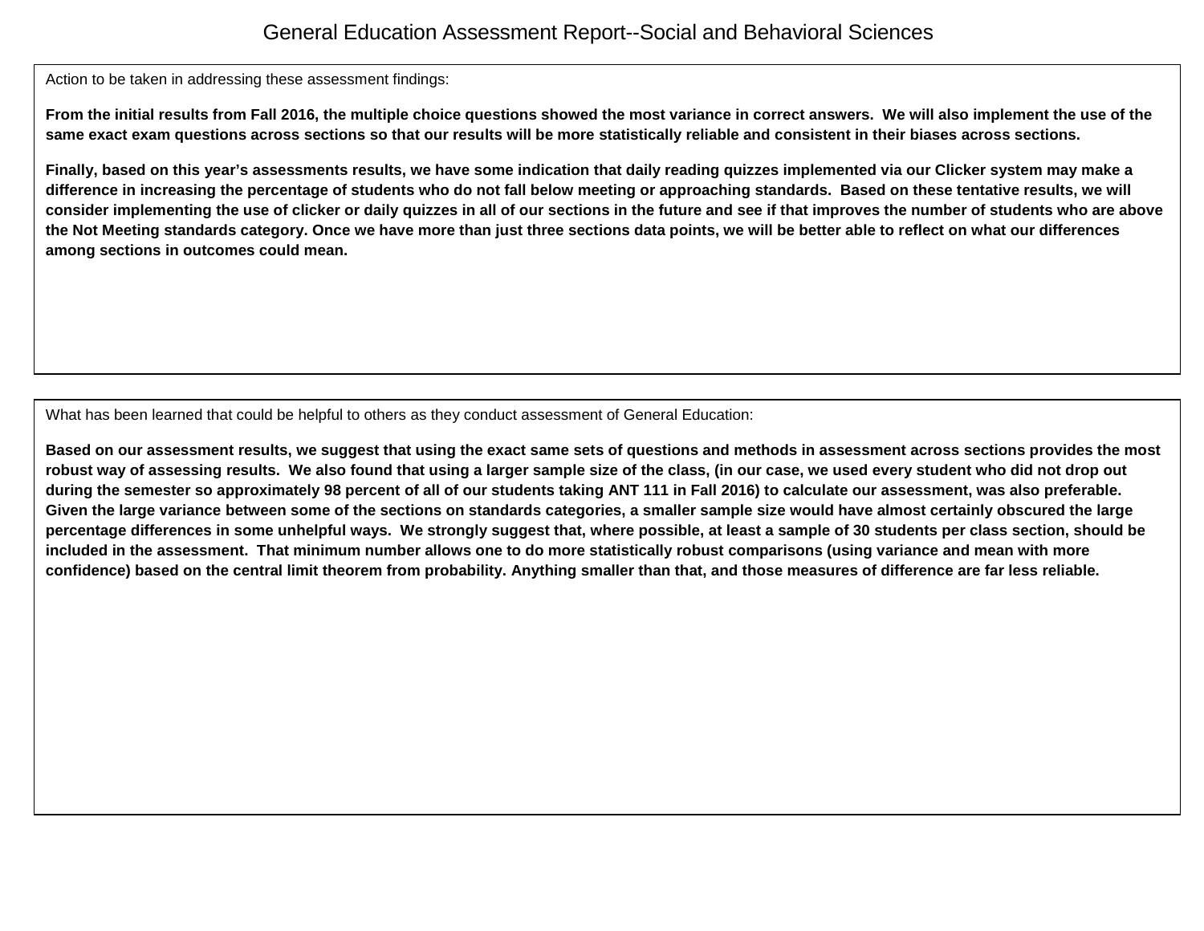# General Education Assessment Report--Social and Behavioral Sciences

Action to be taken in addressing these assessment findings:

**From the initial results from Fall 2016, the multiple choice questions showed the most variance in correct answers. We will also implement the use of the same exact exam questions across sections so that our results will be more statistically reliable and consistent in their biases across sections.**

**Finally, based on this year's assessments results, we have some indication that daily reading quizzes implemented via our Clicker system may make a difference in increasing the percentage of students who do not fall below meeting or approaching standards. Based on these tentative results, we will consider implementing the use of clicker or daily quizzes in all of our sections in the future and see if that improves the number of students who are above the Not Meeting standards category. Once we have more than just three sections data points, we will be better able to reflect on what our differences among sections in outcomes could mean.**

What has been learned that could be helpful to others as they conduct assessment of General Education:

**Based on our assessment results, we suggest that using the exact same sets of questions and methods in assessment across sections provides the most robust way of assessing results. We also found that using a larger sample size of the class, (in our case, we used every student who did not drop out during the semester so approximately 98 percent of all of our students taking ANT 111 in Fall 2016) to calculate our assessment, was also preferable. Given the large variance between some of the sections on standards categories, a smaller sample size would have almost certainly obscured the large percentage differences in some unhelpful ways. We strongly suggest that, where possible, at least a sample of 30 students per class section, should be included in the assessment. That minimum number allows one to do more statistically robust comparisons (using variance and mean with more confidence) based on the central limit theorem from probability. Anything smaller than that, and those measures of difference are far less reliable.**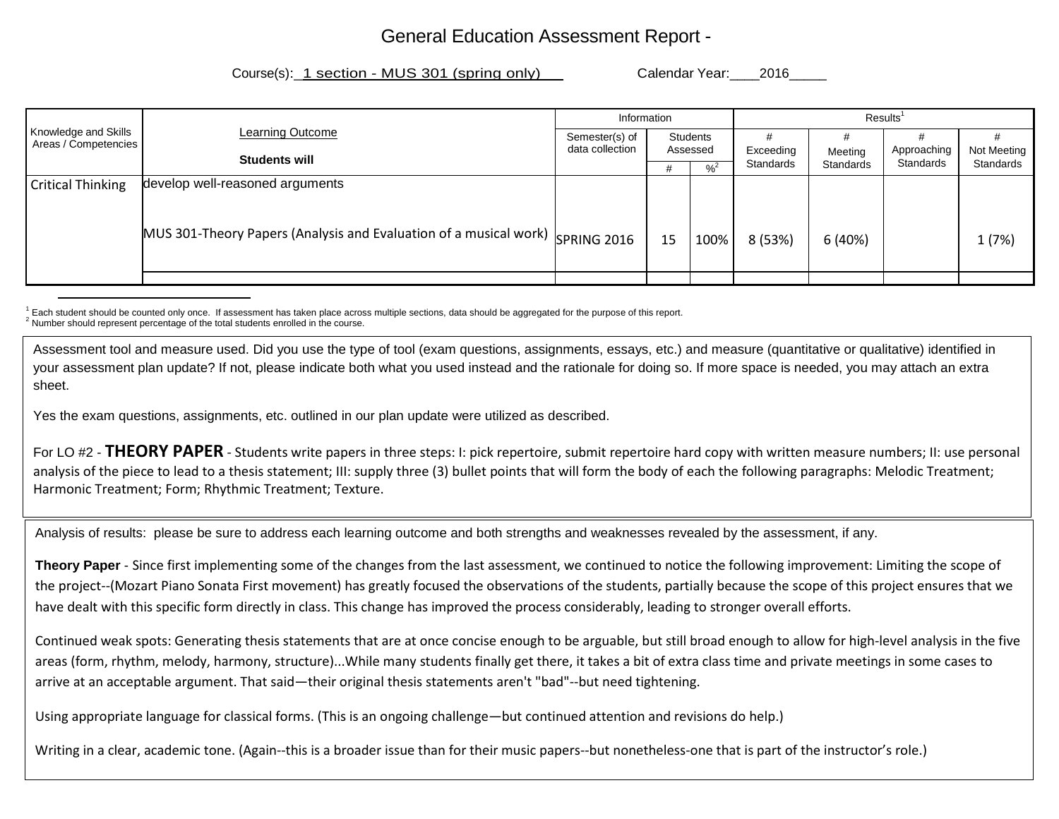# General Education Assessment Report -

Course(s): 1 section - MUS 301 (spring only) Calendar Year: 2016

| Knowledge and Skills Areas / Competencies | Learning Outcome Students will | Information | | | Results[1] | | | |
|---|---|---|---|---|---|---|---|---|
| | | Semester(s) of data collection | Students Assessed | | # Exceeding Standards | # Meeting Standards | # Approaching Standards | # Not Meeting Standards |
| | | | # | %[2] | | | | |
| Critical Thinking | develop well-reasoned arguments<br><br>MUS 301-Theory Papers (Analysis and Evaluation of a musical work) | SPRING 2016 | 15 | 100% | 8 (53%) | 6 (40%) | | 1 (7%) |
| | | | | | | | | |

[1] Each student should be counted only once. If assessment has taken place across multiple sections, data should be aggregated for the purpose of this report.
[2] Number should represent percentage of the total students enrolled in the course.

Assessment tool and measure used. Did you use the type of tool (exam questions, assignments, essays, etc.) and measure (quantitative or qualitative) identified in your assessment plan update? If not, please indicate both what you used instead and the rationale for doing so. If more space is needed, you may attach an extra sheet.

Yes the exam questions, assignments, etc. outlined in our plan update were utilized as described.

For LO #2 - **THEORY PAPER** - Students write papers in three steps: I: pick repertoire, submit repertoire hard copy with written measure numbers; II: use personal analysis of the piece to lead to a thesis statement; III: supply three (3) bullet points that will form the body of each the following paragraphs: Melodic Treatment; Harmonic Treatment; Form; Rhythmic Treatment; Texture.

Analysis of results: please be sure to address each learning outcome and both strengths and weaknesses revealed by the assessment, if any.

**Theory Paper** - Since first implementing some of the changes from the last assessment, we continued to notice the following improvement: Limiting the scope of the project--(Mozart Piano Sonata First movement) has greatly focused the observations of the students, partially because the scope of this project ensures that we have dealt with this specific form directly in class. This change has improved the process considerably, leading to stronger overall efforts.

Continued weak spots: Generating thesis statements that are at once concise enough to be arguable, but still broad enough to allow for high-level analysis in the five areas (form, rhythm, melody, harmony, structure)...While many students finally get there, it takes a bit of extra class time and private meetings in some cases to arrive at an acceptable argument. That said—their original thesis statements aren't "bad"--but need tightening.

Using appropriate language for classical forms. (This is an ongoing challenge—but continued attention and revisions do help.)

Writing in a clear, academic tone. (Again--this is a broader issue than for their music papers--but nonetheless-one that is part of the instructor's role.)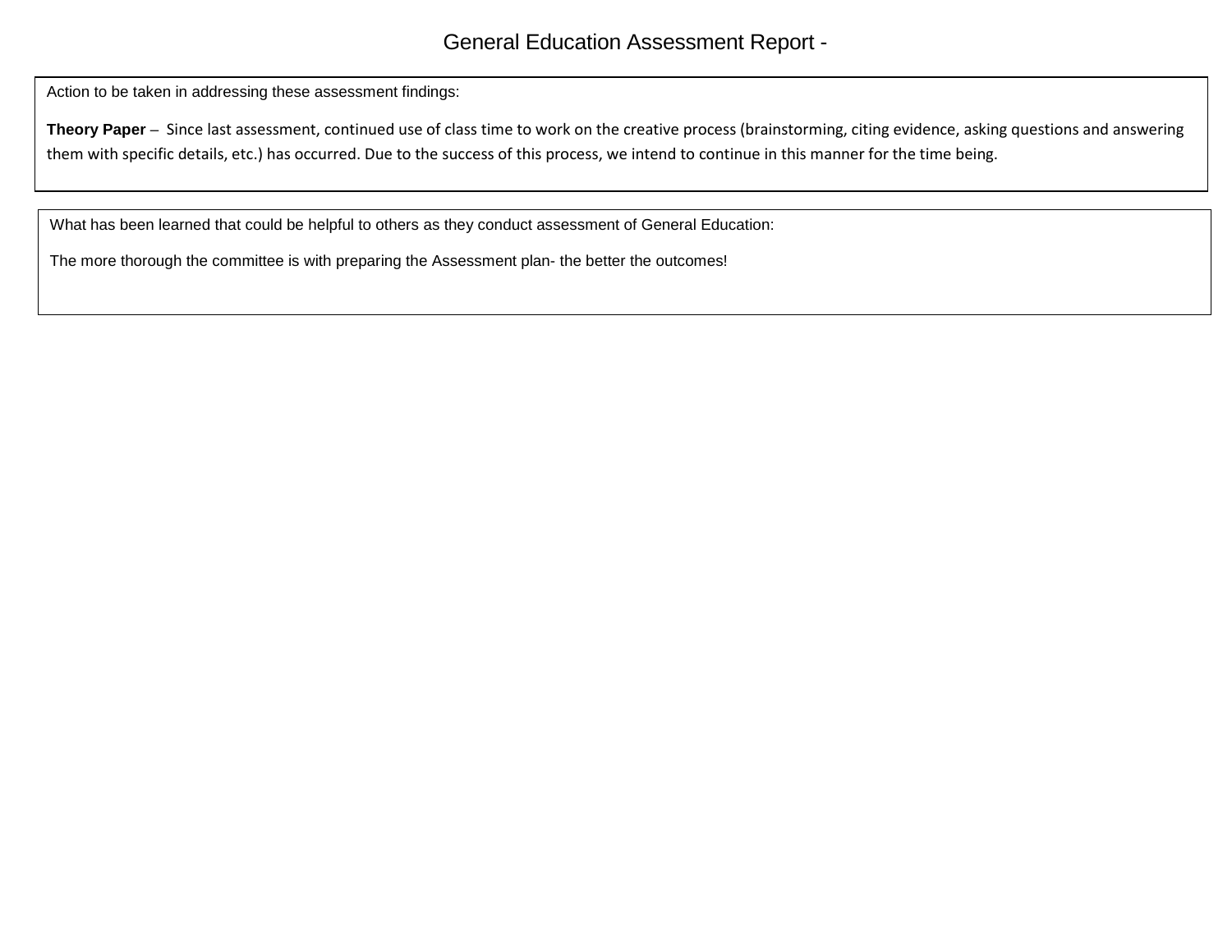# General Education Assessment Report -

Action to be taken in addressing these assessment findings:

**Theory Paper** – Since last assessment, continued use of class time to work on the creative process (brainstorming, citing evidence, asking questions and answering them with specific details, etc.) has occurred. Due to the success of this process, we intend to continue in this manner for the time being.

What has been learned that could be helpful to others as they conduct assessment of General Education:

The more thorough the committee is with preparing the Assessment plan- the better the outcomes!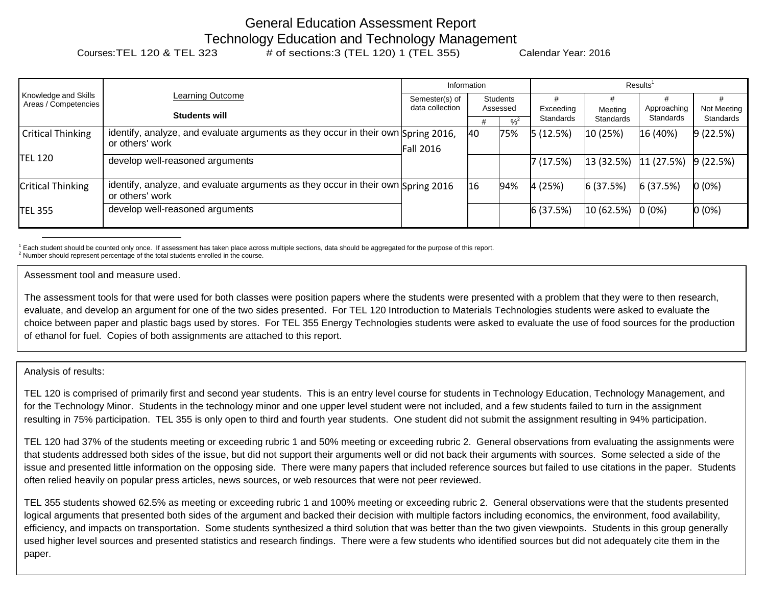# General Education Assessment Report

## Technology Education and Technology Management

Courses: TEL 120 & TEL 323 # of sections: 3 (TEL 120) 1 (TEL 355) Calendar Year: 2016

| Knowledge and Skills Areas / Competencies | Learning Outcome<br><br>**Students will** | Information | | | Results[1] | | | |
|---|---|---|---|---|---|---|---|---|
| | | Semester(s) of data collection | Students Assessed | | # Exceeding Standards | # Meeting Standards | # Approaching Standards | # Not Meeting Standards |
| | | | # | %[2] | | | | |
| Critical Thinking<br><br>TEL 120 | identify, analyze, and evaluate arguments as they occur in their own or others' work | Spring 2016, Fall 2016 | 40 | 75% | 5 (12.5%) | 10 (25%) | 16 (40%) | 9 (22.5%) |
| | develop well-reasoned arguments | | | | 7 (17.5%) | 13 (32.5%) | 11 (27.5%) | 9 (22.5%) |
| Critical Thinking<br><br>TEL 355 | identify, analyze, and evaluate arguments as they occur in their own or others' work | Spring 2016 | 16 | 94% | 4 (25%) | 6 (37.5%) | 6 (37.5%) | 0 (0%) |
| | develop well-reasoned arguments | | | | 6 (37.5%) | 10 (62.5%) | 0 (0%) | 0 (0%) |

[1] Each student should be counted only once. If assessment has taken place across multiple sections, data should be aggregated for the purpose of this report.
[2] Number should represent percentage of the total students enrolled in the course.

Assessment tool and measure used.

The assessment tools for that were used for both classes were position papers where the students were presented with a problem that they were to then research, evaluate, and develop an argument for one of the two sides presented. For TEL 120 Introduction to Materials Technologies students were asked to evaluate the choice between paper and plastic bags used by stores. For TEL 355 Energy Technologies students were asked to evaluate the use of food sources for the production of ethanol for fuel. Copies of both assignments are attached to this report.

Analysis of results:

TEL 120 is comprised of primarily first and second year students. This is an entry level course for students in Technology Education, Technology Management, and for the Technology Minor. Students in the technology minor and one upper level student were not included, and a few students failed to turn in the assignment resulting in 75% participation. TEL 355 is only open to third and fourth year students. One student did not submit the assignment resulting in 94% participation.

TEL 120 had 37% of the students meeting or exceeding rubric 1 and 50% meeting or exceeding rubric 2. General observations from evaluating the assignments were that students addressed both sides of the issue, but did not support their arguments well or did not back their arguments with sources. Some selected a side of the issue and presented little information on the opposing side. There were many papers that included reference sources but failed to use citations in the paper. Students often relied heavily on popular press articles, news sources, or web resources that were not peer reviewed.

TEL 355 students showed 62.5% as meeting or exceeding rubric 1 and 100% meeting or exceeding rubric 2. General observations were that the students presented logical arguments that presented both sides of the argument and backed their decision with multiple factors including economics, the environment, food availability, efficiency, and impacts on transportation. Some students synthesized a third solution that was better than the two given viewpoints. Students in this group generally used higher level sources and presented statistics and research findings. There were a few students who identified sources but did not adequately cite them in the paper.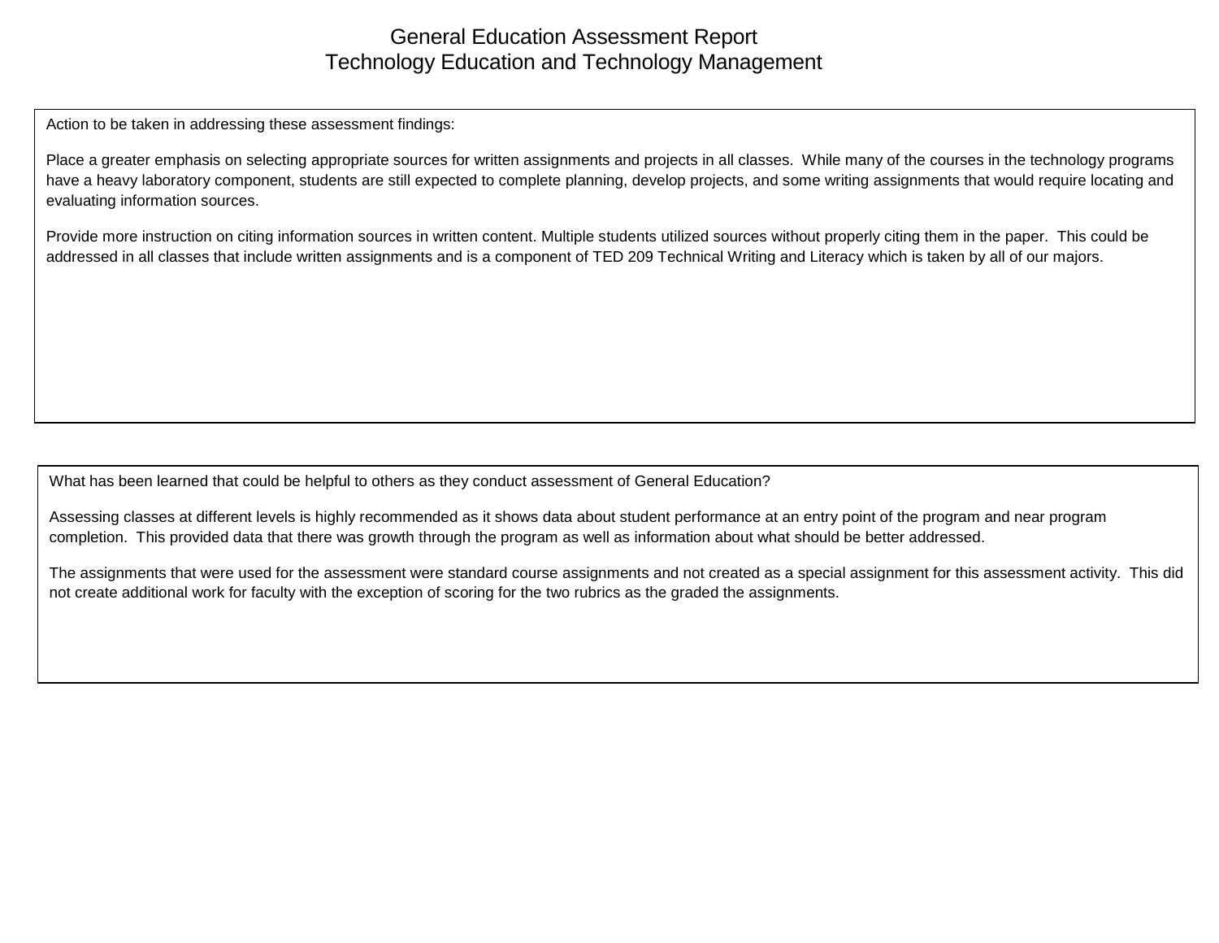# General Education Assessment Report
## Technology Education and Technology Management

Action to be taken in addressing these assessment findings:

Place a greater emphasis on selecting appropriate sources for written assignments and projects in all classes. While many of the courses in the technology programs have a heavy laboratory component, students are still expected to complete planning, develop projects, and some writing assignments that would require locating and evaluating information sources.

Provide more instruction on citing information sources in written content. Multiple students utilized sources without properly citing them in the paper. This could be addressed in all classes that include written assignments and is a component of TED 209 Technical Writing and Literacy which is taken by all of our majors.

What has been learned that could be helpful to others as they conduct assessment of General Education?

Assessing classes at different levels is highly recommended as it shows data about student performance at an entry point of the program and near program completion. This provided data that there was growth through the program as well as information about what should be better addressed.

The assignments that were used for the assessment were standard course assignments and not created as a special assignment for this assessment activity. This did not create additional work for faculty with the exception of scoring for the two rubrics as the graded the assignments.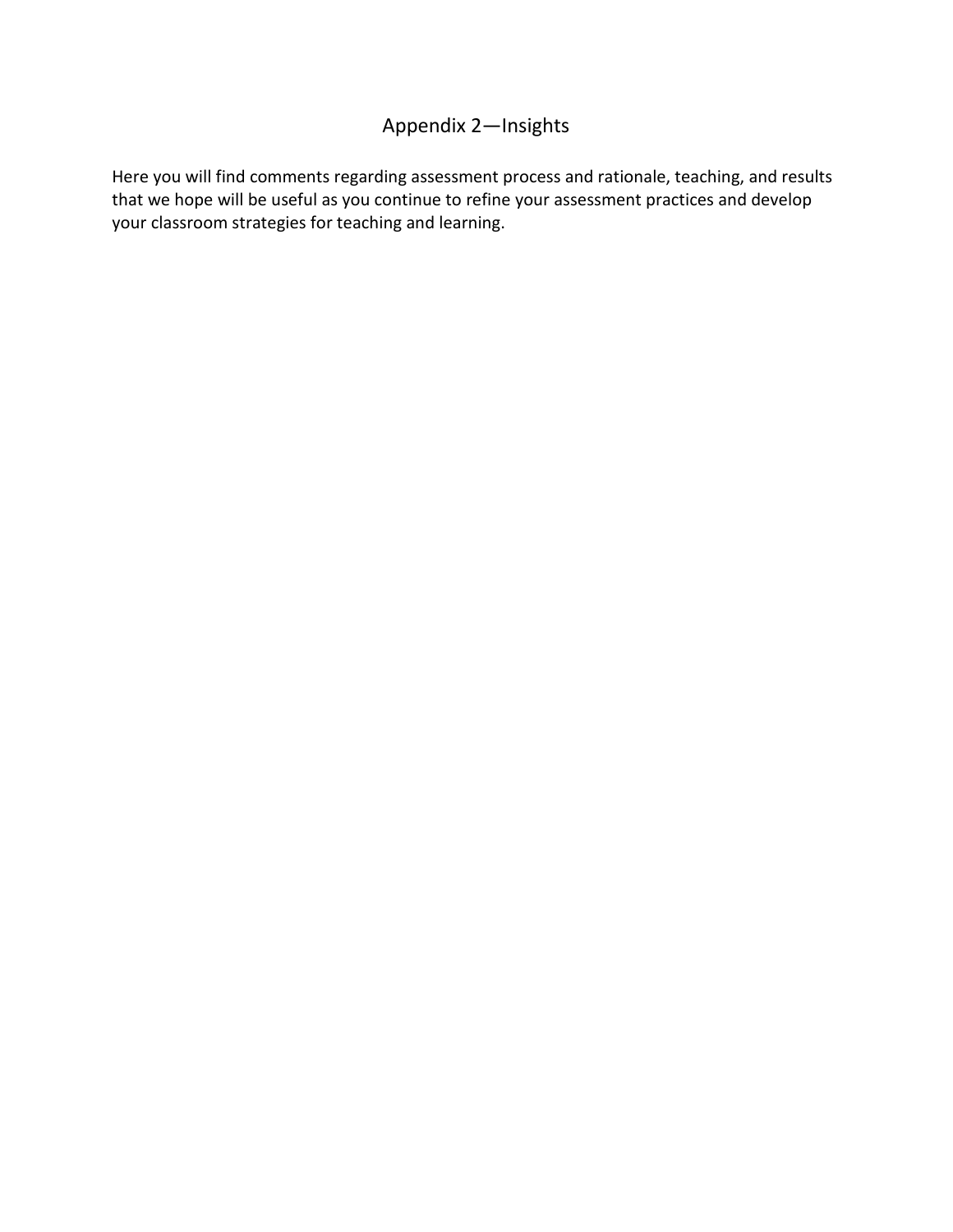# Appendix 2—Insights

Here you will find comments regarding assessment process and rationale, teaching, and results that we hope will be useful as you continue to refine your assessment practices and develop your classroom strategies for teaching and learning.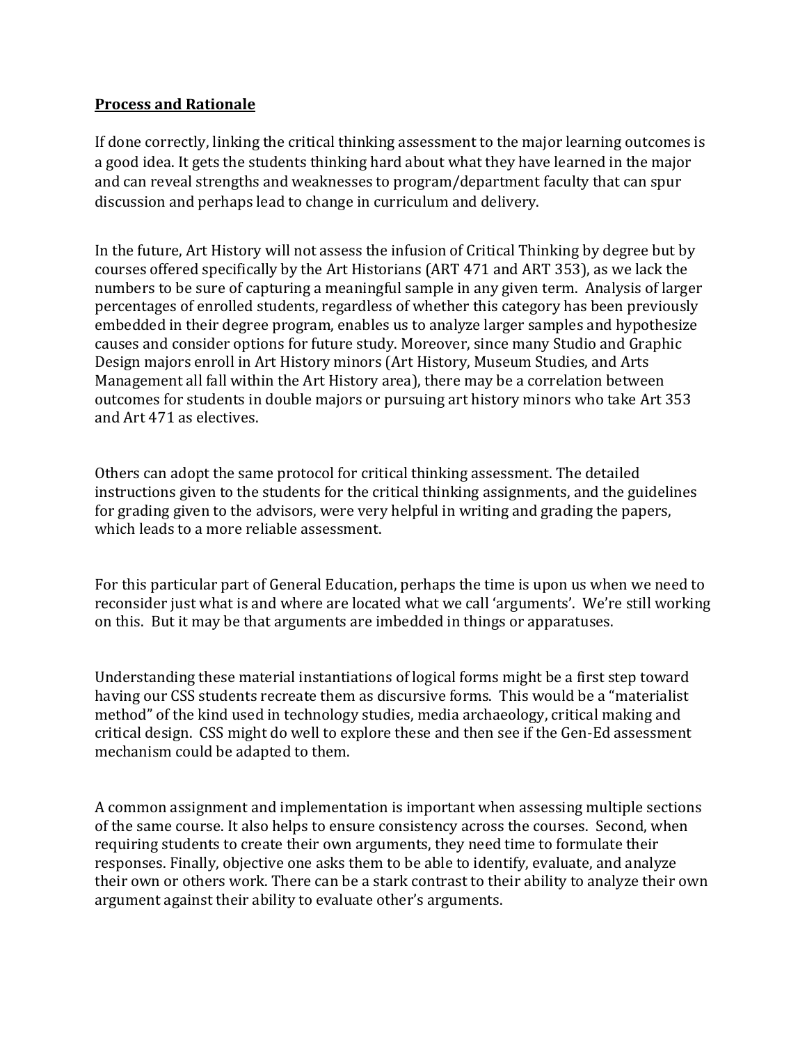**Process and Rationale**

If done correctly, linking the critical thinking assessment to the major learning outcomes is a good idea. It gets the students thinking hard about what they have learned in the major and can reveal strengths and weaknesses to program/department faculty that can spur discussion and perhaps lead to change in curriculum and delivery.

In the future, Art History will not assess the infusion of Critical Thinking by degree but by courses offered specifically by the Art Historians (ART 471 and ART 353), as we lack the numbers to be sure of capturing a meaningful sample in any given term. Analysis of larger percentages of enrolled students, regardless of whether this category has been previously embedded in their degree program, enables us to analyze larger samples and hypothesize causes and consider options for future study. Moreover, since many Studio and Graphic Design majors enroll in Art History minors (Art History, Museum Studies, and Arts Management all fall within the Art History area), there may be a correlation between outcomes for students in double majors or pursuing art history minors who take Art 353 and Art 471 as electives.

Others can adopt the same protocol for critical thinking assessment. The detailed instructions given to the students for the critical thinking assignments, and the guidelines for grading given to the advisors, were very helpful in writing and grading the papers, which leads to a more reliable assessment.

For this particular part of General Education, perhaps the time is upon us when we need to reconsider just what is and where are located what we call 'arguments'. We're still working on this. But it may be that arguments are imbedded in things or apparatuses.

Understanding these material instantiations of logical forms might be a first step toward having our CSS students recreate them as discursive forms. This would be a "materialist method" of the kind used in technology studies, media archaeology, critical making and critical design. CSS might do well to explore these and then see if the Gen-Ed assessment mechanism could be adapted to them.

A common assignment and implementation is important when assessing multiple sections of the same course. It also helps to ensure consistency across the courses. Second, when requiring students to create their own arguments, they need time to formulate their responses. Finally, objective one asks them to be able to identify, evaluate, and analyze their own or others work. There can be a stark contrast to their ability to analyze their own argument against their ability to evaluate other's arguments.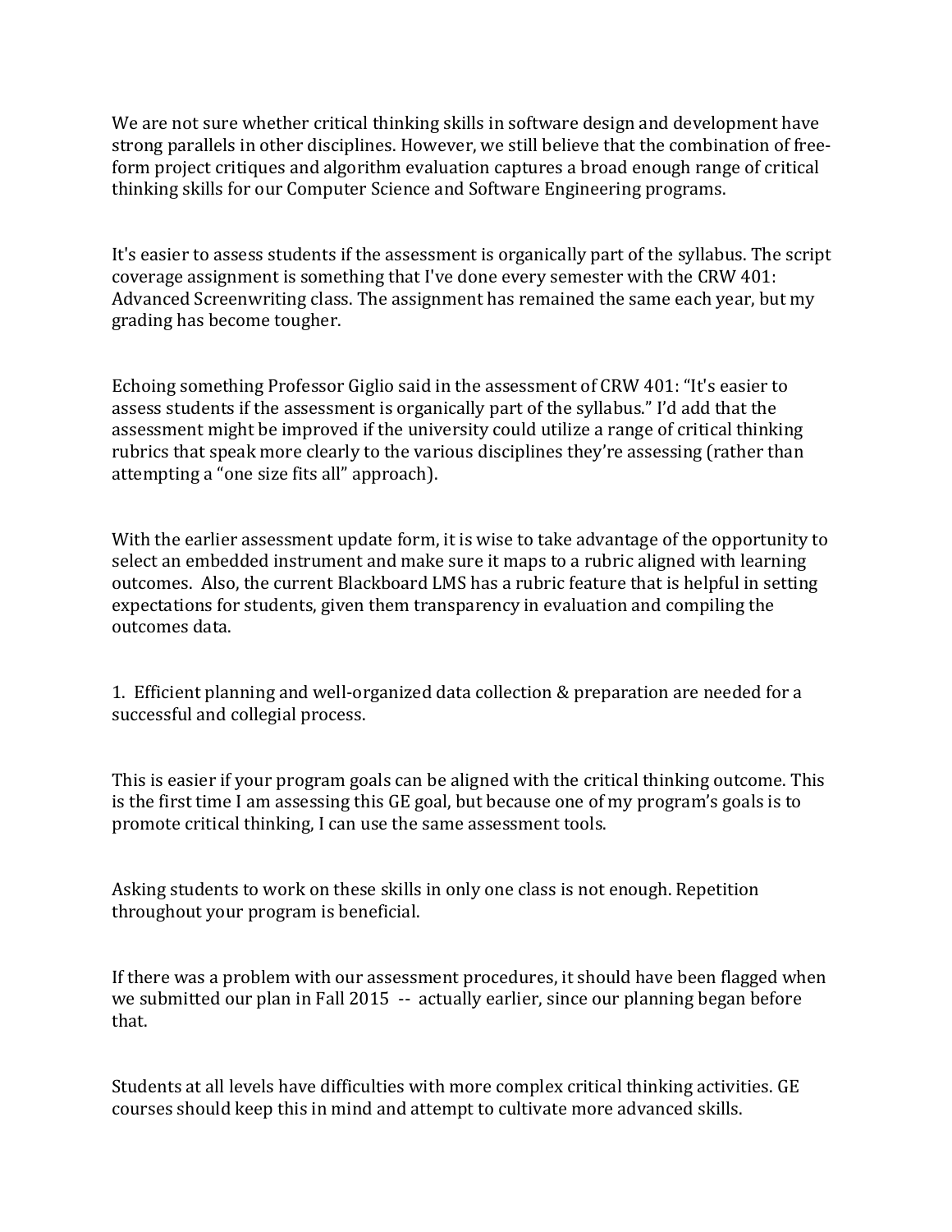We are not sure whether critical thinking skills in software design and development have strong parallels in other disciplines. However, we still believe that the combination of free-form project critiques and algorithm evaluation captures a broad enough range of critical thinking skills for our Computer Science and Software Engineering programs.

It's easier to assess students if the assessment is organically part of the syllabus. The script coverage assignment is something that I've done every semester with the CRW 401: Advanced Screenwriting class. The assignment has remained the same each year, but my grading has become tougher.

Echoing something Professor Giglio said in the assessment of CRW 401: "It's easier to assess students if the assessment is organically part of the syllabus." I'd add that the assessment might be improved if the university could utilize a range of critical thinking rubrics that speak more clearly to the various disciplines they're assessing (rather than attempting a "one size fits all" approach).

With the earlier assessment update form, it is wise to take advantage of the opportunity to select an embedded instrument and make sure it maps to a rubric aligned with learning outcomes. Also, the current Blackboard LMS has a rubric feature that is helpful in setting expectations for students, given them transparency in evaluation and compiling the outcomes data.

1. Efficient planning and well-organized data collection & preparation are needed for a successful and collegial process.

This is easier if your program goals can be aligned with the critical thinking outcome. This is the first time I am assessing this GE goal, but because one of my program's goals is to promote critical thinking, I can use the same assessment tools.

Asking students to work on these skills in only one class is not enough. Repetition throughout your program is beneficial.

If there was a problem with our assessment procedures, it should have been flagged when we submitted our plan in Fall 2015 -- actually earlier, since our planning began before that.

Students at all levels have difficulties with more complex critical thinking activities. GE courses should keep this in mind and attempt to cultivate more advanced skills.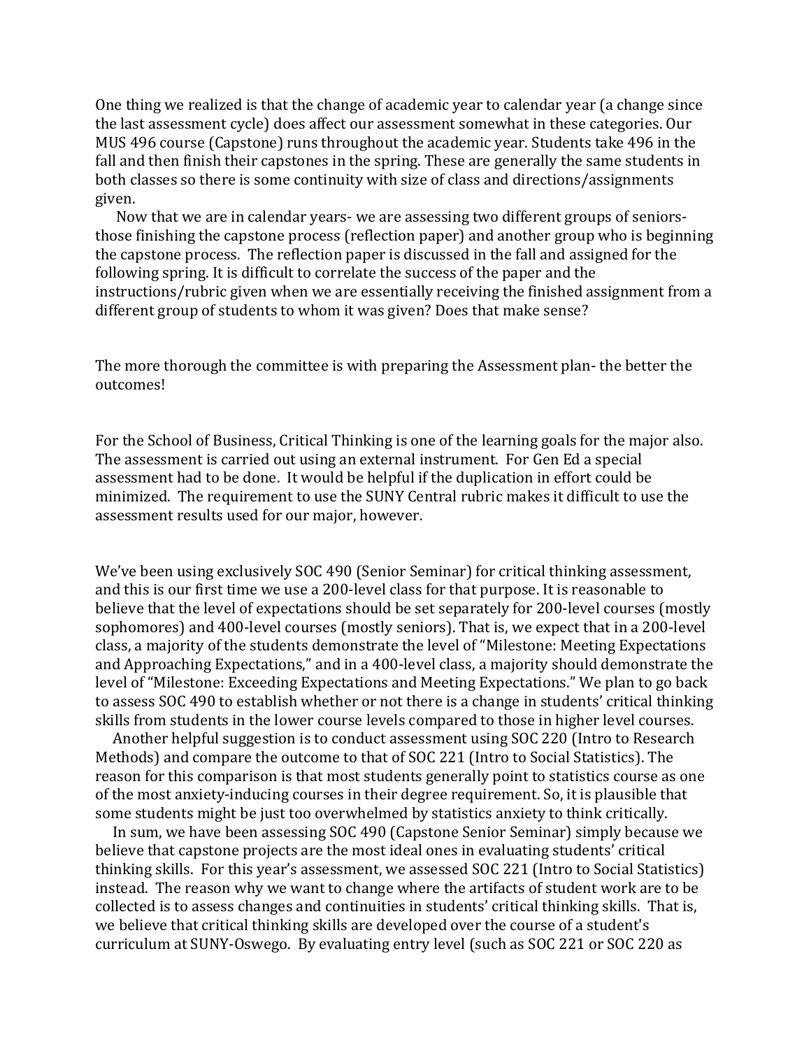One thing we realized is that the change of academic year to calendar year (a change since the last assessment cycle) does affect our assessment somewhat in these categories. Our MUS 496 course (Capstone) runs throughout the academic year. Students take 496 in the fall and then finish their capstones in the spring. These are generally the same students in both classes so there is some continuity with size of class and directions/assignments given.

Now that we are in calendar years- we are assessing two different groups of seniors- those finishing the capstone process (reflection paper) and another group who is beginning the capstone process. The reflection paper is discussed in the fall and assigned for the following spring. It is difficult to correlate the success of the paper and the instructions/rubric given when we are essentially receiving the finished assignment from a different group of students to whom it was given? Does that make sense?

The more thorough the committee is with preparing the Assessment plan- the better the outcomes!

For the School of Business, Critical Thinking is one of the learning goals for the major also. The assessment is carried out using an external instrument. For Gen Ed a special assessment had to be done. It would be helpful if the duplication in effort could be minimized. The requirement to use the SUNY Central rubric makes it difficult to use the assessment results used for our major, however.

We've been using exclusively SOC 490 (Senior Seminar) for critical thinking assessment, and this is our first time we use a 200-level class for that purpose. It is reasonable to believe that the level of expectations should be set separately for 200-level courses (mostly sophomores) and 400-level courses (mostly seniors). That is, we expect that in a 200-level class, a majority of the students demonstrate the level of "Milestone: Meeting Expectations and Approaching Expectations," and in a 400-level class, a majority should demonstrate the level of "Milestone: Exceeding Expectations and Meeting Expectations." We plan to go back to assess SOC 490 to establish whether or not there is a change in students' critical thinking skills from students in the lower course levels compared to those in higher level courses.

Another helpful suggestion is to conduct assessment using SOC 220 (Intro to Research Methods) and compare the outcome to that of SOC 221 (Intro to Social Statistics). The reason for this comparison is that most students generally point to statistics course as one of the most anxiety-inducing courses in their degree requirement. So, it is plausible that some students might be just too overwhelmed by statistics anxiety to think critically.

In sum, we have been assessing SOC 490 (Capstone Senior Seminar) simply because we believe that capstone projects are the most ideal ones in evaluating students' critical thinking skills. For this year's assessment, we assessed SOC 221 (Intro to Social Statistics) instead. The reason why we want to change where the artifacts of student work are to be collected is to assess changes and continuities in students' critical thinking skills. That is, we believe that critical thinking skills are developed over the course of a student's curriculum at SUNY-Oswego. By evaluating entry level (such as SOC 221 or SOC 220 as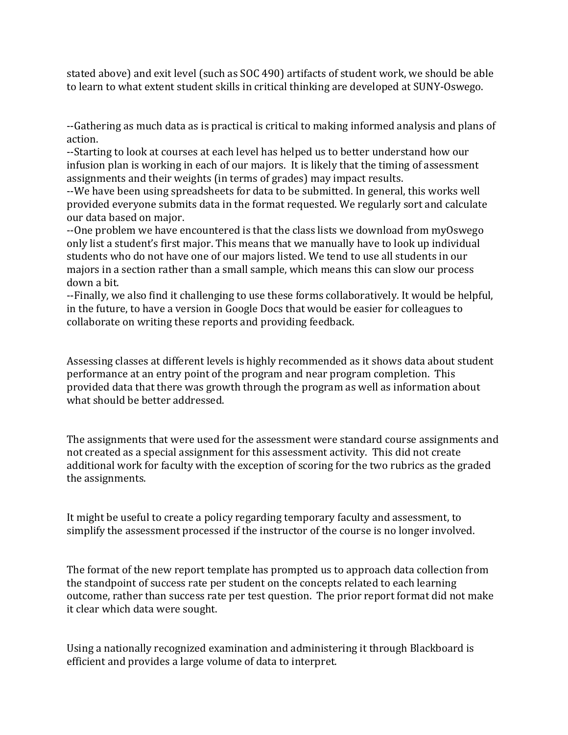stated above) and exit level (such as SOC 490) artifacts of student work, we should be able to learn to what extent student skills in critical thinking are developed at SUNY-Oswego.

--Gathering as much data as is practical is critical to making informed analysis and plans of action.
--Starting to look at courses at each level has helped us to better understand how our infusion plan is working in each of our majors. It is likely that the timing of assessment assignments and their weights (in terms of grades) may impact results.
--We have been using spreadsheets for data to be submitted. In general, this works well provided everyone submits data in the format requested. We regularly sort and calculate our data based on major.
--One problem we have encountered is that the class lists we download from myOswego only list a student's first major. This means that we manually have to look up individual students who do not have one of our majors listed. We tend to use all students in our majors in a section rather than a small sample, which means this can slow our process down a bit.
--Finally, we also find it challenging to use these forms collaboratively. It would be helpful, in the future, to have a version in Google Docs that would be easier for colleagues to collaborate on writing these reports and providing feedback.

Assessing classes at different levels is highly recommended as it shows data about student performance at an entry point of the program and near program completion. This provided data that there was growth through the program as well as information about what should be better addressed.

The assignments that were used for the assessment were standard course assignments and not created as a special assignment for this assessment activity. This did not create additional work for faculty with the exception of scoring for the two rubrics as the graded the assignments.

It might be useful to create a policy regarding temporary faculty and assessment, to simplify the assessment processed if the instructor of the course is no longer involved.

The format of the new report template has prompted us to approach data collection from the standpoint of success rate per student on the concepts related to each learning outcome, rather than success rate per test question. The prior report format did not make it clear which data were sought.

Using a nationally recognized examination and administering it through Blackboard is efficient and provides a large volume of data to interpret.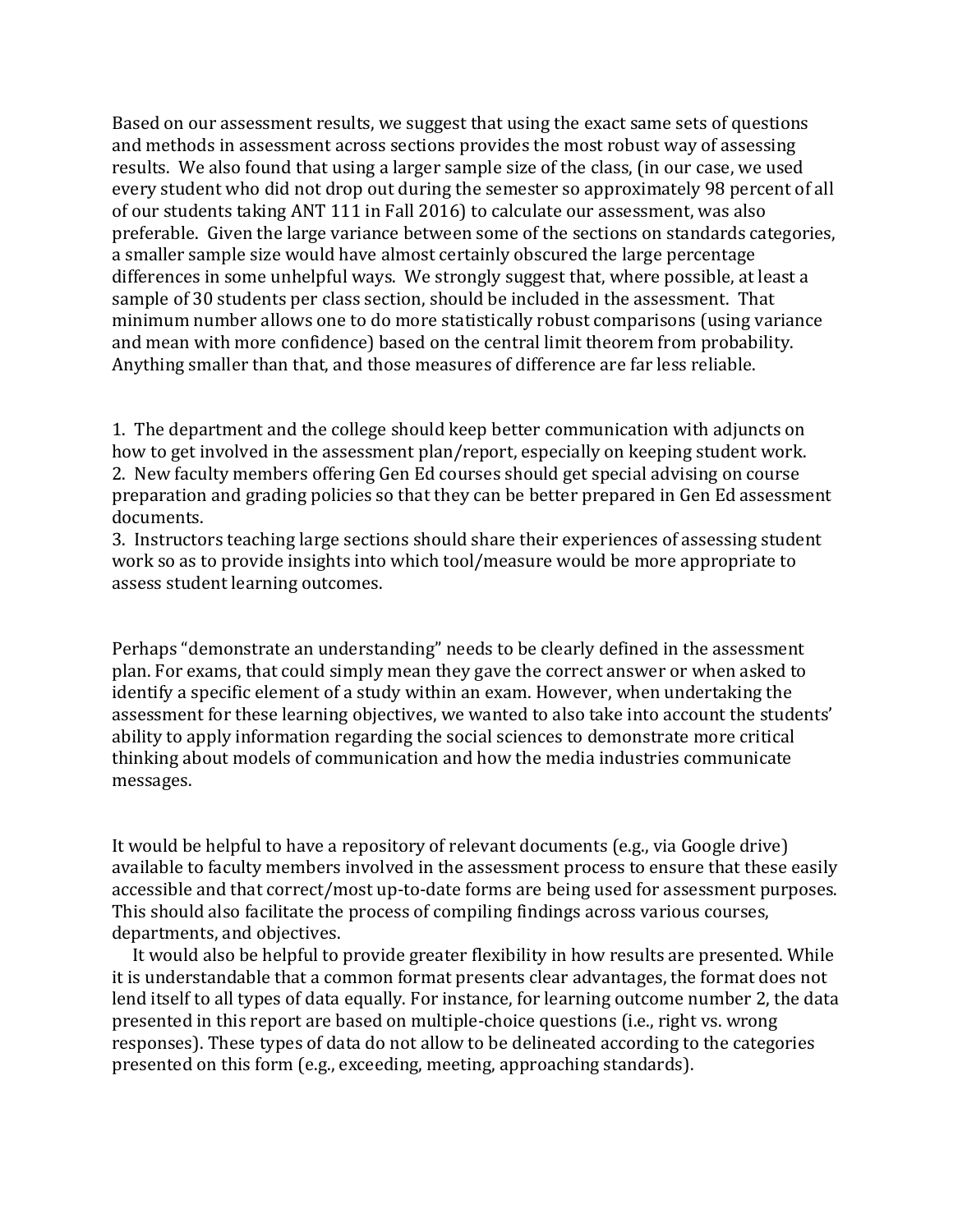Based on our assessment results, we suggest that using the exact same sets of questions and methods in assessment across sections provides the most robust way of assessing results. We also found that using a larger sample size of the class, (in our case, we used every student who did not drop out during the semester so approximately 98 percent of all of our students taking ANT 111 in Fall 2016) to calculate our assessment, was also preferable. Given the large variance between some of the sections on standards categories, a smaller sample size would have almost certainly obscured the large percentage differences in some unhelpful ways. We strongly suggest that, where possible, at least a sample of 30 students per class section, should be included in the assessment. That minimum number allows one to do more statistically robust comparisons (using variance and mean with more confidence) based on the central limit theorem from probability. Anything smaller than that, and those measures of difference are far less reliable.

1. The department and the college should keep better communication with adjuncts on how to get involved in the assessment plan/report, especially on keeping student work.
2. New faculty members offering Gen Ed courses should get special advising on course preparation and grading policies so that they can be better prepared in Gen Ed assessment documents.
3. Instructors teaching large sections should share their experiences of assessing student work so as to provide insights into which tool/measure would be more appropriate to assess student learning outcomes.

Perhaps "demonstrate an understanding" needs to be clearly defined in the assessment plan. For exams, that could simply mean they gave the correct answer or when asked to identify a specific element of a study within an exam. However, when undertaking the assessment for these learning objectives, we wanted to also take into account the students' ability to apply information regarding the social sciences to demonstrate more critical thinking about models of communication and how the media industries communicate messages.

It would be helpful to have a repository of relevant documents (e.g., via Google drive) available to faculty members involved in the assessment process to ensure that these easily accessible and that correct/most up-to-date forms are being used for assessment purposes. This should also facilitate the process of compiling findings across various courses, departments, and objectives.

It would also be helpful to provide greater flexibility in how results are presented. While it is understandable that a common format presents clear advantages, the format does not lend itself to all types of data equally. For instance, for learning outcome number 2, the data presented in this report are based on multiple-choice questions (i.e., right vs. wrong responses). These types of data do not allow to be delineated according to the categories presented on this form (e.g., exceeding, meeting, approaching standards).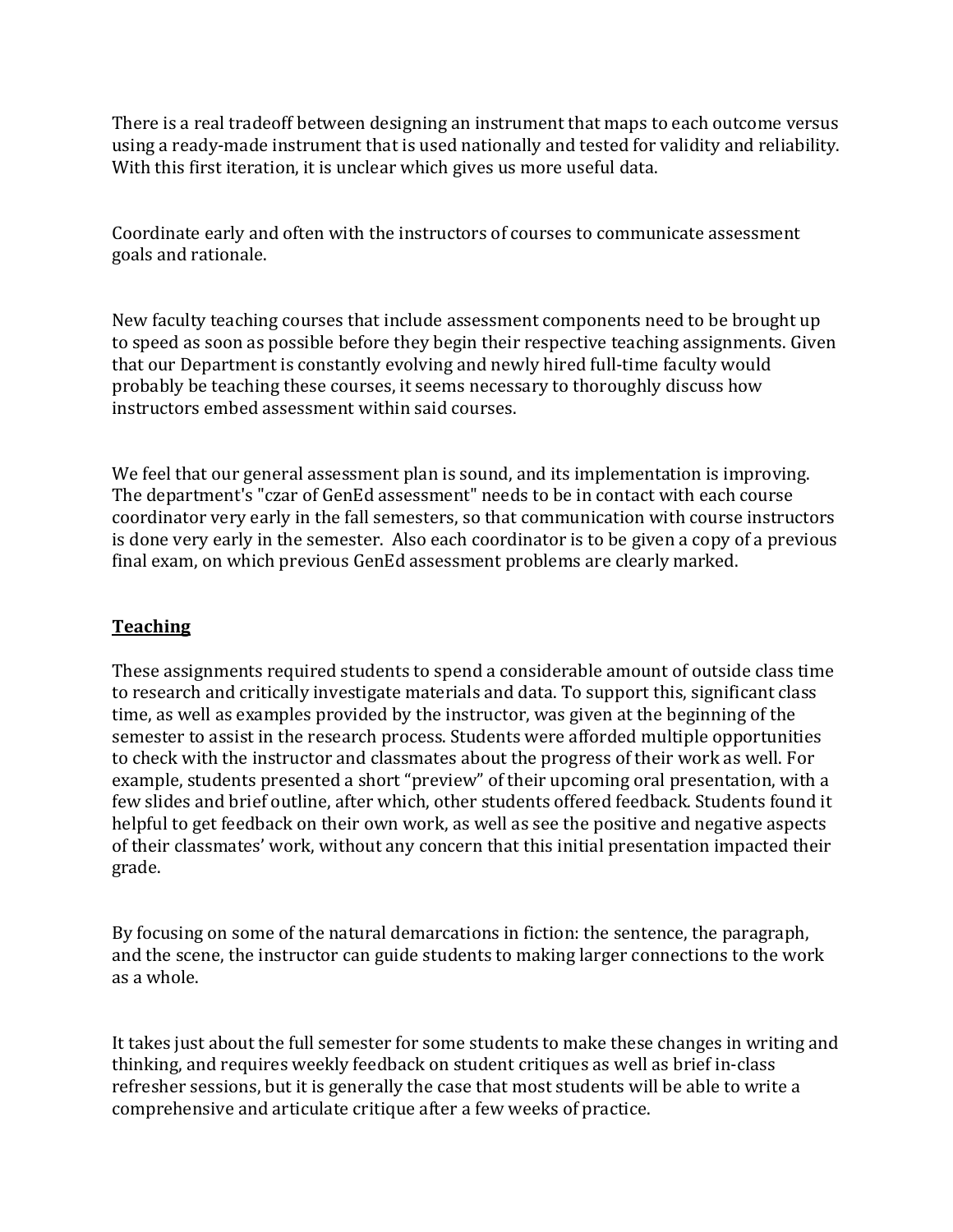There is a real tradeoff between designing an instrument that maps to each outcome versus using a ready-made instrument that is used nationally and tested for validity and reliability. With this first iteration, it is unclear which gives us more useful data.

Coordinate early and often with the instructors of courses to communicate assessment goals and rationale.

New faculty teaching courses that include assessment components need to be brought up to speed as soon as possible before they begin their respective teaching assignments. Given that our Department is constantly evolving and newly hired full-time faculty would probably be teaching these courses, it seems necessary to thoroughly discuss how instructors embed assessment within said courses.

We feel that our general assessment plan is sound, and its implementation is improving. The department's "czar of GenEd assessment" needs to be in contact with each course coordinator very early in the fall semesters, so that communication with course instructors is done very early in the semester. Also each coordinator is to be given a copy of a previous final exam, on which previous GenEd assessment problems are clearly marked.

## Teaching

These assignments required students to spend a considerable amount of outside class time to research and critically investigate materials and data. To support this, significant class time, as well as examples provided by the instructor, was given at the beginning of the semester to assist in the research process. Students were afforded multiple opportunities to check with the instructor and classmates about the progress of their work as well. For example, students presented a short "preview" of their upcoming oral presentation, with a few slides and brief outline, after which, other students offered feedback. Students found it helpful to get feedback on their own work, as well as see the positive and negative aspects of their classmates' work, without any concern that this initial presentation impacted their grade.

By focusing on some of the natural demarcations in fiction: the sentence, the paragraph, and the scene, the instructor can guide students to making larger connections to the work as a whole.

It takes just about the full semester for some students to make these changes in writing and thinking, and requires weekly feedback on student critiques as well as brief in-class refresher sessions, but it is generally the case that most students will be able to write a comprehensive and articulate critique after a few weeks of practice.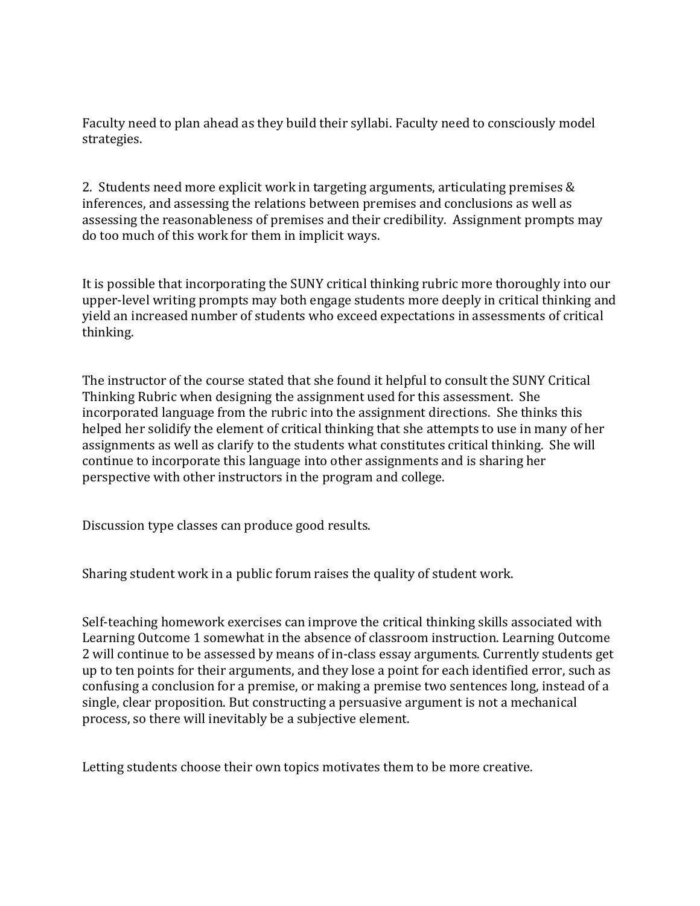Faculty need to plan ahead as they build their syllabi. Faculty need to consciously model strategies.

2. Students need more explicit work in targeting arguments, articulating premises & inferences, and assessing the relations between premises and conclusions as well as assessing the reasonableness of premises and their credibility. Assignment prompts may do too much of this work for them in implicit ways.

It is possible that incorporating the SUNY critical thinking rubric more thoroughly into our upper-level writing prompts may both engage students more deeply in critical thinking and yield an increased number of students who exceed expectations in assessments of critical thinking.

The instructor of the course stated that she found it helpful to consult the SUNY Critical Thinking Rubric when designing the assignment used for this assessment. She incorporated language from the rubric into the assignment directions. She thinks this helped her solidify the element of critical thinking that she attempts to use in many of her assignments as well as clarify to the students what constitutes critical thinking. She will continue to incorporate this language into other assignments and is sharing her perspective with other instructors in the program and college.

Discussion type classes can produce good results.

Sharing student work in a public forum raises the quality of student work.

Self-teaching homework exercises can improve the critical thinking skills associated with Learning Outcome 1 somewhat in the absence of classroom instruction. Learning Outcome 2 will continue to be assessed by means of in-class essay arguments. Currently students get up to ten points for their arguments, and they lose a point for each identified error, such as confusing a conclusion for a premise, or making a premise two sentences long, instead of a single, clear proposition. But constructing a persuasive argument is not a mechanical process, so there will inevitably be a subjective element.

Letting students choose their own topics motivates them to be more creative.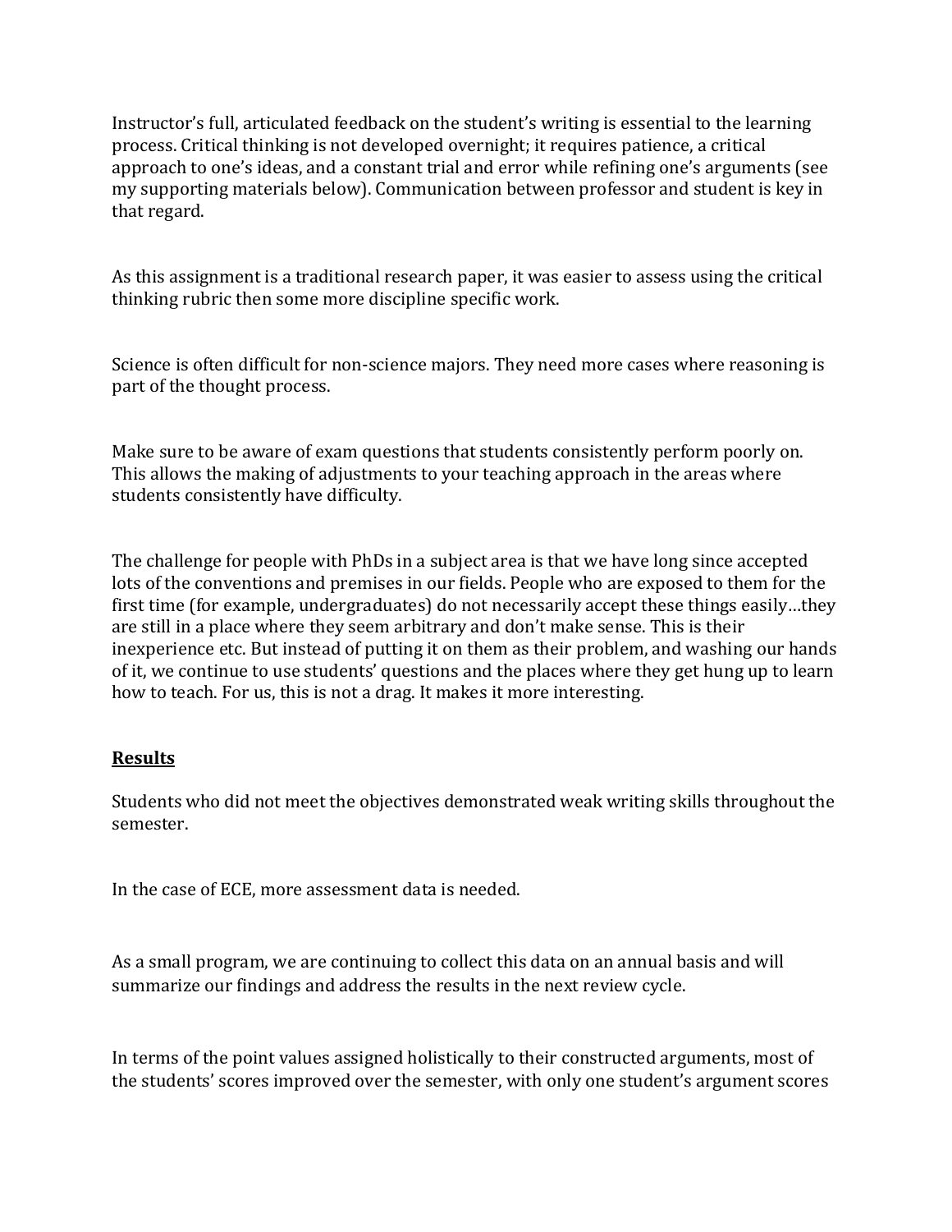Instructor's full, articulated feedback on the student's writing is essential to the learning process. Critical thinking is not developed overnight; it requires patience, a critical approach to one's ideas, and a constant trial and error while refining one's arguments (see my supporting materials below). Communication between professor and student is key in that regard.

As this assignment is a traditional research paper, it was easier to assess using the critical thinking rubric then some more discipline specific work.

Science is often difficult for non-science majors. They need more cases where reasoning is part of the thought process.

Make sure to be aware of exam questions that students consistently perform poorly on. This allows the making of adjustments to your teaching approach in the areas where students consistently have difficulty.

The challenge for people with PhDs in a subject area is that we have long since accepted lots of the conventions and premises in our fields. People who are exposed to them for the first time (for example, undergraduates) do not necessarily accept these things easily…they are still in a place where they seem arbitrary and don't make sense. This is their inexperience etc. But instead of putting it on them as their problem, and washing our hands of it, we continue to use students' questions and the places where they get hung up to learn how to teach. For us, this is not a drag. It makes it more interesting.

**<u>Results</u>**

Students who did not meet the objectives demonstrated weak writing skills throughout the semester.

In the case of ECE, more assessment data is needed.

As a small program, we are continuing to collect this data on an annual basis and will summarize our findings and address the results in the next review cycle.

In terms of the point values assigned holistically to their constructed arguments, most of the students' scores improved over the semester, with only one student's argument scores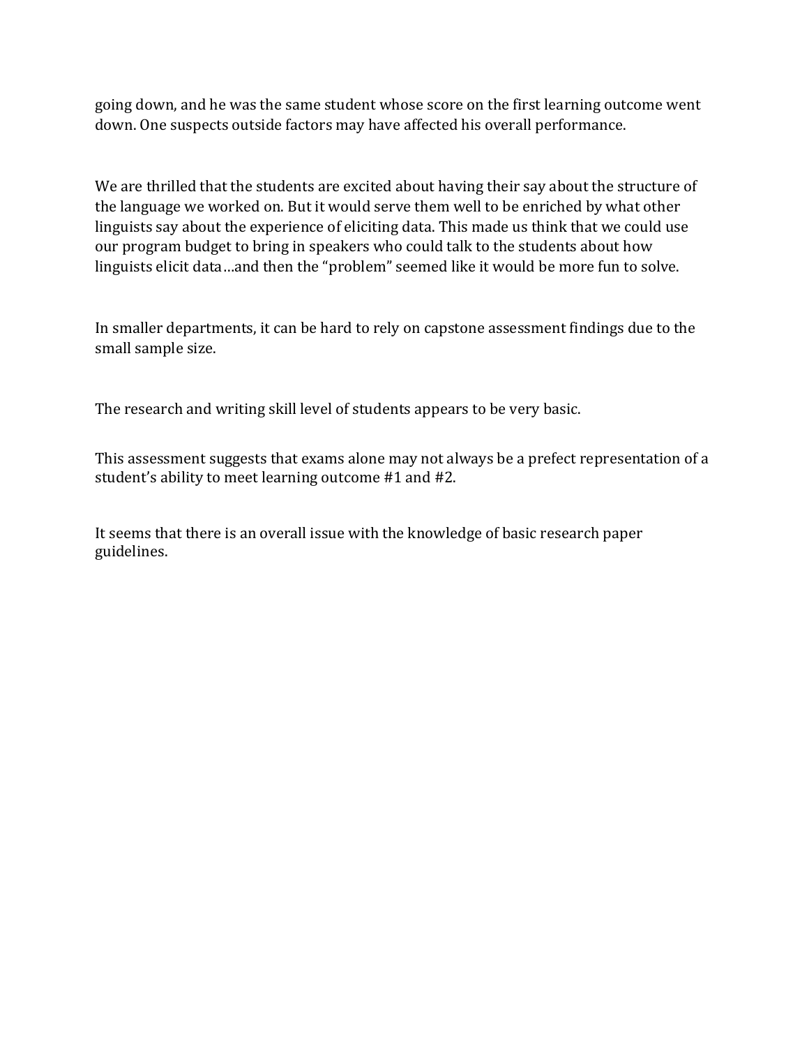going down, and he was the same student whose score on the first learning outcome went down. One suspects outside factors may have affected his overall performance.

We are thrilled that the students are excited about having their say about the structure of the language we worked on. But it would serve them well to be enriched by what other linguists say about the experience of eliciting data. This made us think that we could use our program budget to bring in speakers who could talk to the students about how linguists elicit data…and then the "problem" seemed like it would be more fun to solve.

In smaller departments, it can be hard to rely on capstone assessment findings due to the small sample size.

The research and writing skill level of students appears to be very basic.

This assessment suggests that exams alone may not always be a prefect representation of a student's ability to meet learning outcome #1 and #2.

It seems that there is an overall issue with the knowledge of basic research paper guidelines.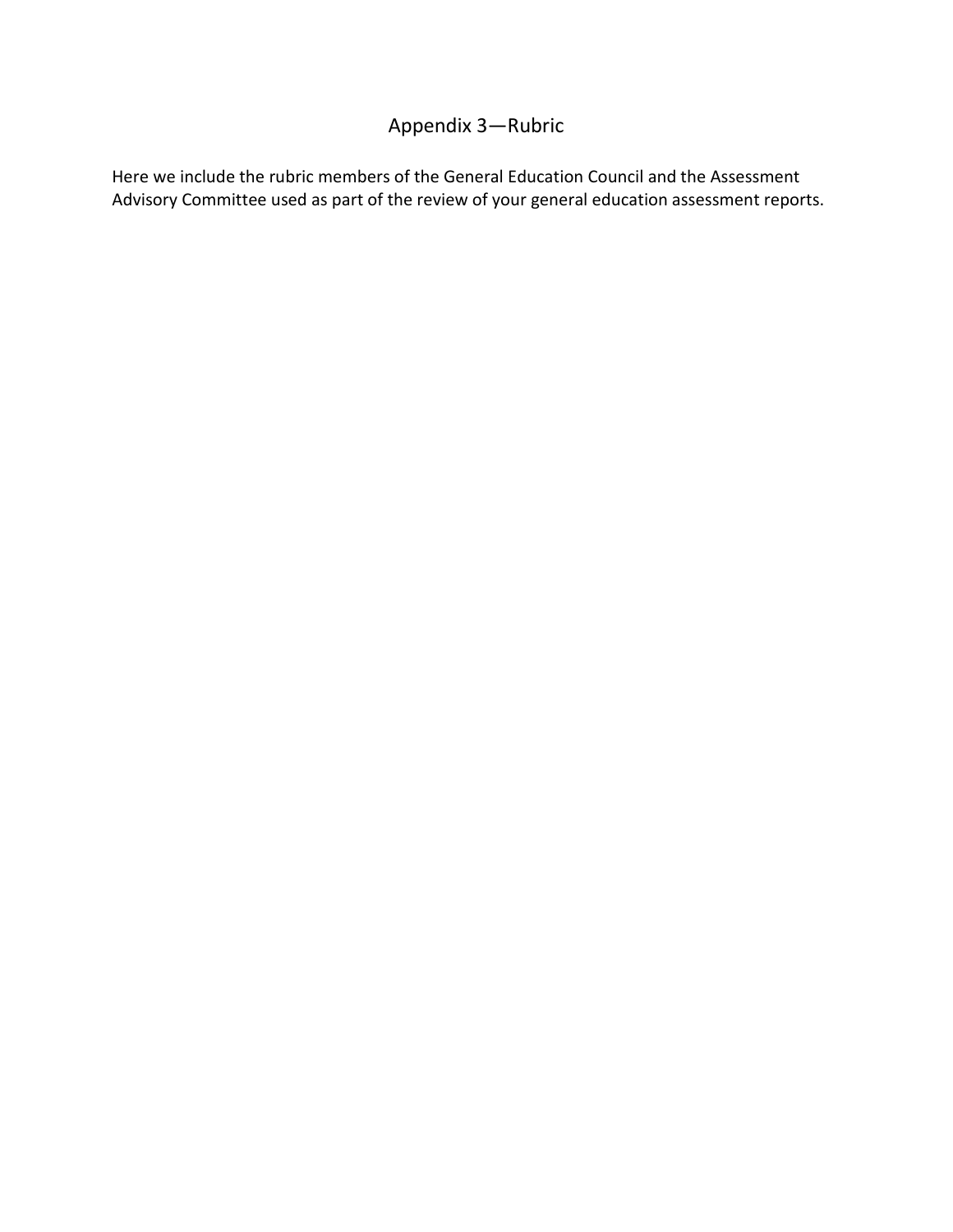# Appendix 3—Rubric

Here we include the rubric members of the General Education Council and the Assessment Advisory Committee used as part of the review of your general education assessment reports.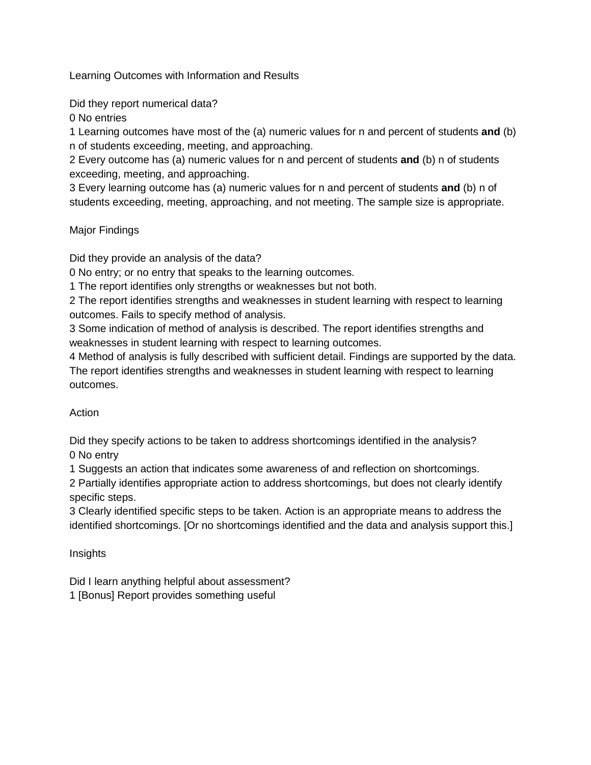Learning Outcomes with Information and Results

Did they report numerical data?
0 No entries
1 Learning outcomes have most of the (a) numeric values for n and percent of students **and** (b) n of students exceeding, meeting, and approaching.
2 Every outcome has (a) numeric values for n and percent of students **and** (b) n of students exceeding, meeting, and approaching.
3 Every learning outcome has (a) numeric values for n and percent of students **and** (b) n of students exceeding, meeting, approaching, and not meeting. The sample size is appropriate.

Major Findings

Did they provide an analysis of the data?
0 No entry; or no entry that speaks to the learning outcomes.
1 The report identifies only strengths or weaknesses but not both.
2 The report identifies strengths and weaknesses in student learning with respect to learning outcomes. Fails to specify method of analysis.
3 Some indication of method of analysis is described. The report identifies strengths and weaknesses in student learning with respect to learning outcomes.
4 Method of analysis is fully described with sufficient detail. Findings are supported by the data. The report identifies strengths and weaknesses in student learning with respect to learning outcomes.

Action

Did they specify actions to be taken to address shortcomings identified in the analysis?
0 No entry
1 Suggests an action that indicates some awareness of and reflection on shortcomings.
2 Partially identifies appropriate action to address shortcomings, but does not clearly identify specific steps.
3 Clearly identified specific steps to be taken. Action is an appropriate means to address the identified shortcomings. [Or no shortcomings identified and the data and analysis support this.]

Insights

Did I learn anything helpful about assessment?
1 [Bonus] Report provides something useful